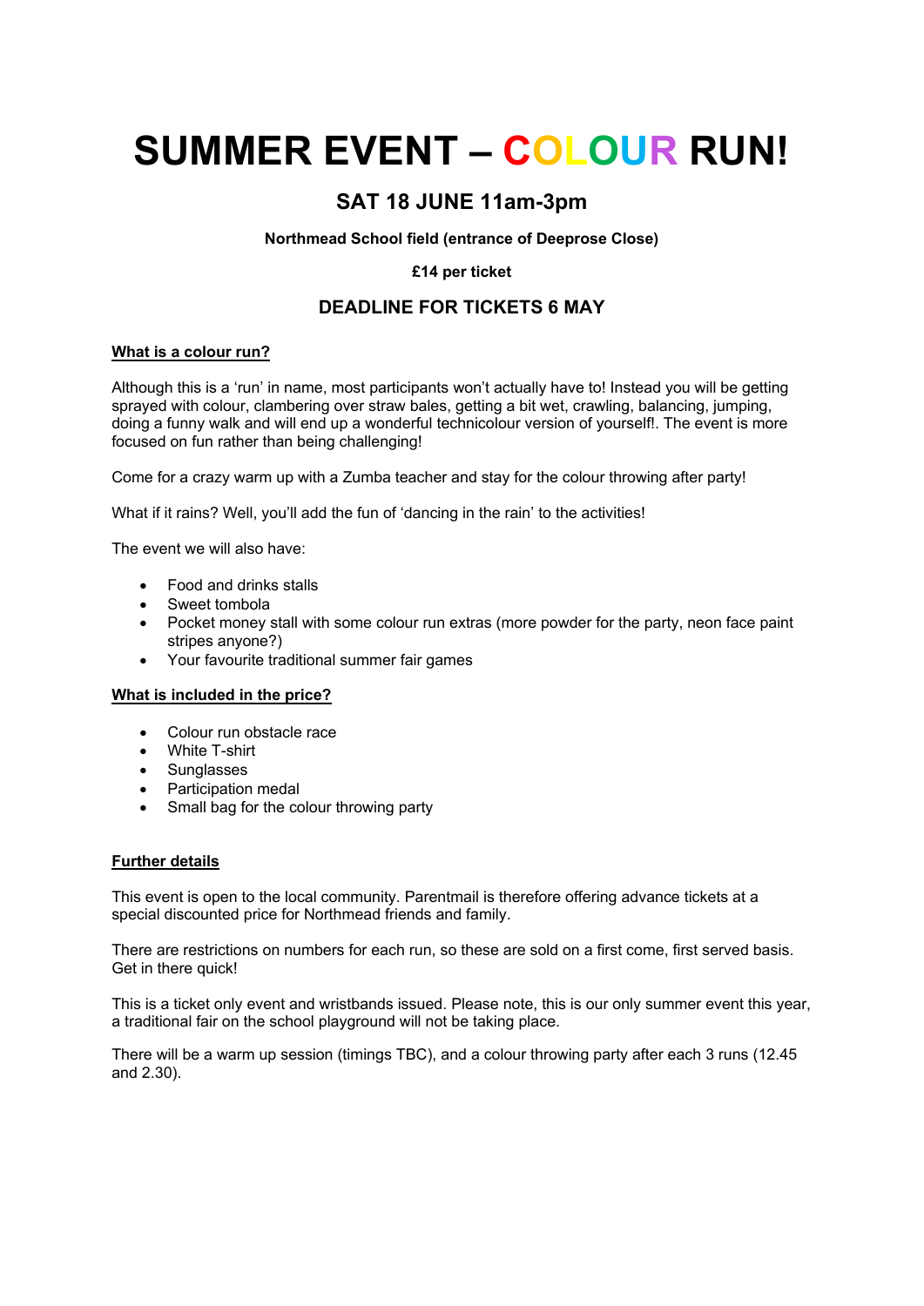# SUMMER EVENT – COLOUR RUN!

## SAT 18 JUNE 11am-3pm

**Northmead School field (entrance of Deeprose Close)**

**£14 per ticket**

## DEADLINE FOR TICKETS 6 MAY

**What is a colour run?**

Although this is a 'run' in name, most participants won't actually have to! Instead you will be getting sprayed with colour, clambering over straw bales, getting a bit wet, crawling, balancing, jumping, doing a funny walk and will end up a wonderful technicolour version of yourself!. The event is more focused on fun rather than being challenging!

Come for a crazy warm up with a Zumba teacher and stay for the colour throwing after party!

What if it rains? Well, you'll add the fun of 'dancing in the rain' to the activities!

The event we will also have:

- Food and drinks stalls
- Sweet tombola
- Pocket money stall with some colour run extras (more powder for the party, neon face paint stripes anyone?)
- Your favourite traditional summer fair games

**What is included in the price?**

- Colour run obstacle race
- White T-shirt
- Sunglasses
- Participation medal
- Small bag for the colour throwing party

**Further details**

This event is open to the local community. Parentmail is therefore offering advance tickets at a special discounted price for Northmead friends and family.

There are restrictions on numbers for each run, so these are sold on a first come, first served basis. Get in there quick!

This is a ticket only event and wristbands issued. Please note, this is our only summer event this year, a traditional fair on the school playground will not be taking place.

There will be a warm up session (timings TBC), and a colour throwing party after each 3 runs (12.45 and 2.30).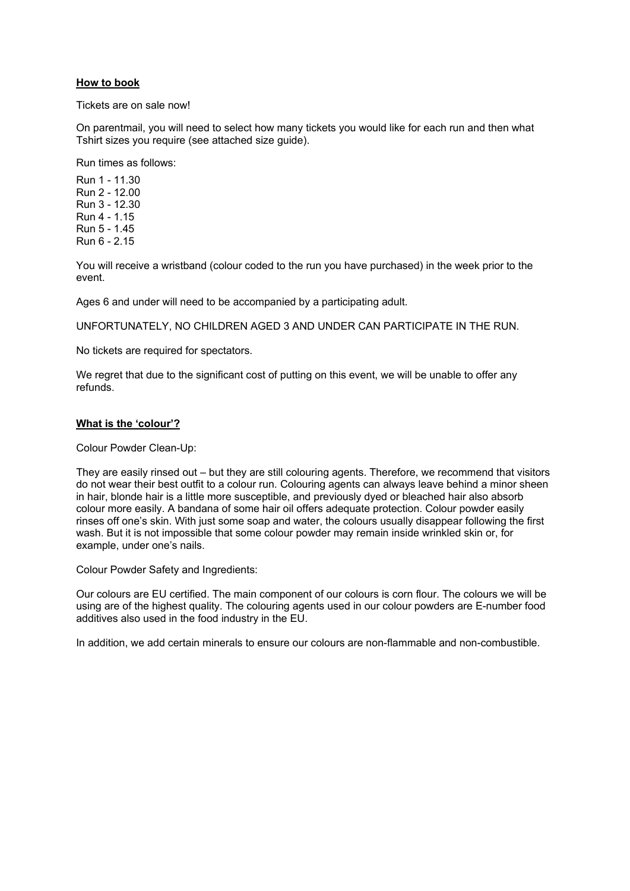**How to book**

Tickets are on sale now!

On parentmail, you will need to select how many tickets you would like for each run and then what Tshirt sizes you require (see attached size guide).

Run times as follows:

Run 1 - 11.30
Run 2 - 12.00
Run 3 - 12.30
Run 4 - 1.15
Run 5 - 1.45
Run 6 - 2.15

You will receive a wristband (colour coded to the run you have purchased) in the week prior to the event.

Ages 6 and under will need to be accompanied by a participating adult.

UNFORTUNATELY, NO CHILDREN AGED 3 AND UNDER CAN PARTICIPATE IN THE RUN.

No tickets are required for spectators.

We regret that due to the significant cost of putting on this event, we will be unable to offer any refunds.

**What is the 'colour'?**

Colour Powder Clean-Up:

They are easily rinsed out – but they are still colouring agents. Therefore, we recommend that visitors do not wear their best outfit to a colour run. Colouring agents can always leave behind a minor sheen in hair, blonde hair is a little more susceptible, and previously dyed or bleached hair also absorb colour more easily. A bandana of some hair oil offers adequate protection. Colour powder easily rinses off one's skin. With just some soap and water, the colours usually disappear following the first wash. But it is not impossible that some colour powder may remain inside wrinkled skin or, for example, under one's nails.

Colour Powder Safety and Ingredients:

Our colours are EU certified. The main component of our colours is corn flour. The colours we will be using are of the highest quality. The colouring agents used in our colour powders are E-number food additives also used in the food industry in the EU.

In addition, we add certain minerals to ensure our colours are non-flammable and non-combustible.